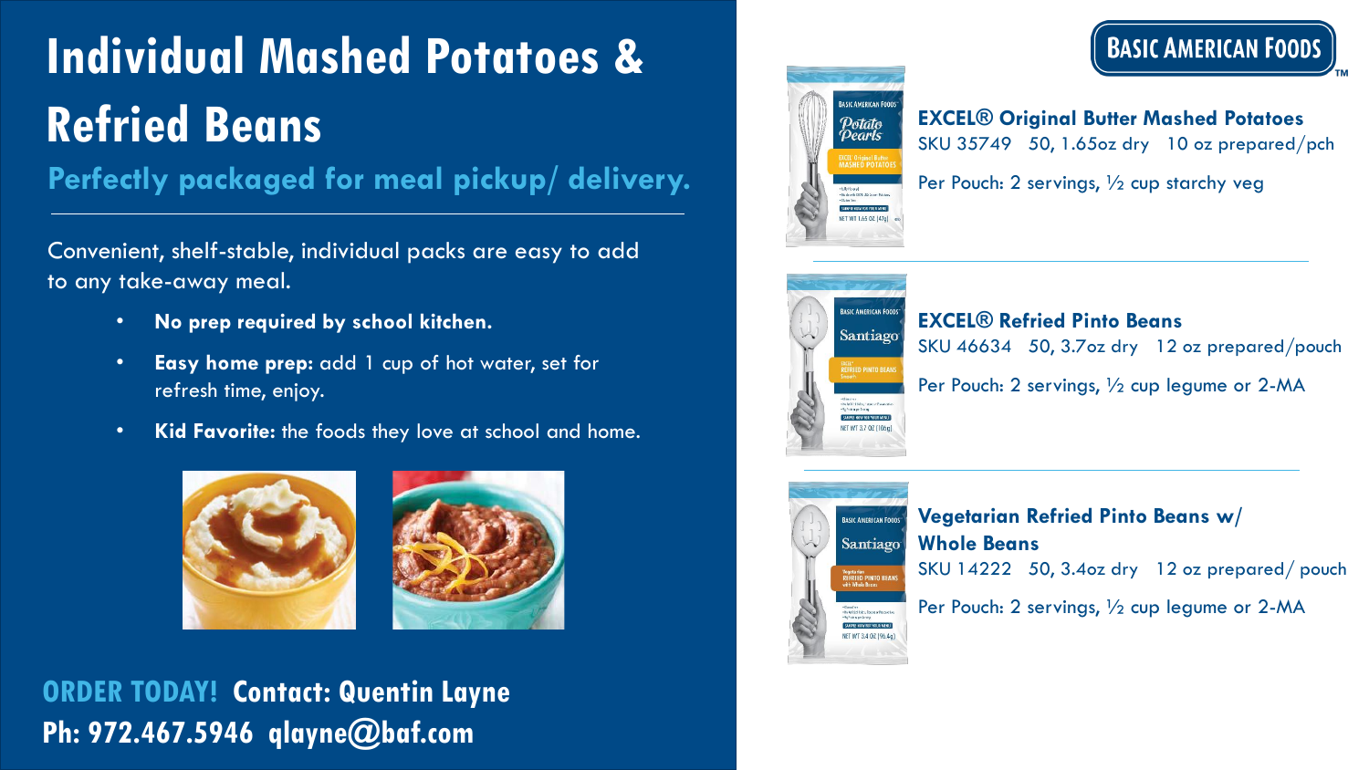# Individual Mashed Potatoes & Refried Beans

## Perfectly packaged for meal pickup/ delivery.

Convenient, shelf-stable, individual packs are easy to add to any take-away meal.

- **No prep required by school kitchen.**
- **Easy home prep:** add 1 cup of hot water, set for refresh time, enjoy.
- **Kid Favorite:** the foods they love at school and home.

**ORDER TODAY! Contact: Quentin Layne**
**Ph: 972.467.5946 qlayne@baf.com**

BASIC AMERICAN FOODS™

**EXCEL® Original Butter Mashed Potatoes**
SKU 35749 50, 1.65oz dry 10 oz prepared/pch

Per Pouch: 2 servings, ½ cup starchy veg

**EXCEL® Refried Pinto Beans**
SKU 46634 50, 3.7oz dry 12 oz prepared/pouch

Per Pouch: 2 servings, ½ cup legume or 2-MA

**Vegetarian Refried Pinto Beans w/ Whole Beans**
SKU 14222 50, 3.4oz dry 12 oz prepared/ pouch

Per Pouch: 2 servings, ½ cup legume or 2-MA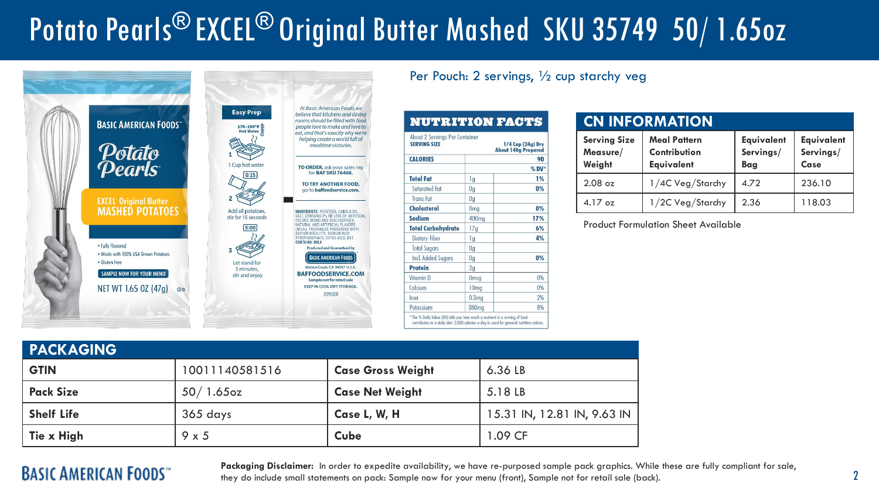# Potato Pearls® EXCEL® Original Butter Mashed SKU 35749 50/ 1.65oz

Per Pouch: 2 servings, ½ cup starchy veg

**NUTRITION FACTS**

About 2 Servings Per Container

| SERVING SIZE | | 1/4 Cup (24g) Dry About 140g Prepared |
|---|---|---|
| **CALORIES** | | **90** |
| | | **% DV*** |
| **Total Fat** | 1g | **1%** |
| Saturated Fat | 0g | **0%** |
| Trans Fat | 0g | |
| **Cholesterol** | 0mg | **0%** |
| **Sodium** | 400mg | **17%** |
| **Total Carbohydrate** | 17g | **6%** |
| Dietary Fiber | 1g | **4%** |
| Total Sugars | 0g | |
| Incl. Added Sugars | 0g | **0%** |
| **Protein** | 2g | |
| Vitamin D | 0mcg | 0% |
| Calcium | 10mg | 0% |
| Iron | 0.3mg | 2% |
| Potassium | 380mg | 8% |

* The % Daily Value (DV) tells you how much a nutrient in a serving of food contributes to a daily diet. 2,000 calories a day is used for general nutrition advice.

## CN INFORMATION

| Serving Size Measure/ Weight | Meal Pattern Contribution Equivalent | Equivalent Servings/ Bag | Equivalent Servings/ Case |
|---|---|---|---|
| 2.08 oz | 1/4C Veg/Starchy | 4.72 | 236.10 |
| 4.17 oz | 1/2C Veg/Starchy | 2.36 | 118.03 |

Product Formulation Sheet Available

## PACKAGING

| | | | |
|---|---|---|---|
| **GTIN** | 10011140581516 | **Case Gross Weight** | 6.36 LB |
| **Pack Size** | 50/ 1.65oz | **Case Net Weight** | 5.18 LB |
| **Shelf Life** | 365 days | **Case L, W, H** | 15.31 IN, 12.81 IN, 9.63 IN |
| **Tie x High** | 9 x 5 | **Cube** | 1.09 CF |

**Packaging Disclaimer:** In order to expedite availability, we have re-purposed sample pack graphics. While these are fully compliant for sale, they do include small statements on pack: Sample now for your menu (front), Sample not for retail sale (back).

BASIC AMERICAN FOODS™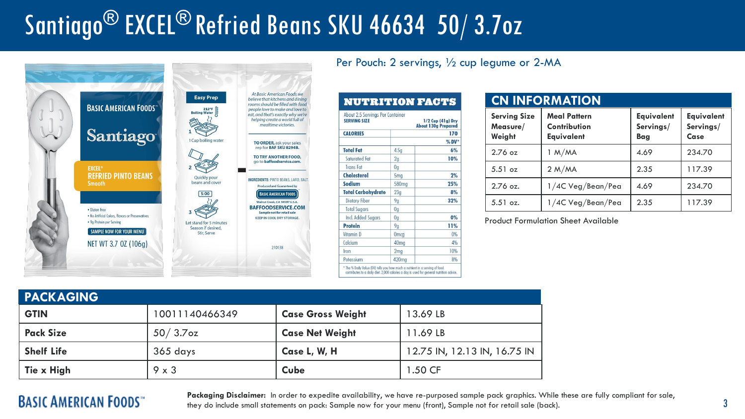# Santiago® EXCEL® Refried Beans SKU 46634 50/ 3.7oz

Per Pouch: 2 servings, ½ cup legume or 2-MA

## NUTRITION FACTS

About 2.5 Servings Per Container

| SERVING SIZE | | 1/2 Cup (41g) Dry About 130g Prepared |
|---|---|---|
| CALORIES | | 170 |
| | | % DV* |
| Total Fat | 4.5g | 6% |
| Saturated Fat | 2g | 10% |
| Trans Fat | 0g | |
| Cholesterol | 5mg | 2% |
| Sodium | 580mg | 25% |
| Total Carbohydrate | 23g | 8% |
| Dietary Fiber | 9g | 32% |
| Total Sugars | 0g | |
| Incl. Added Sugars | 0g | 0% |
| Protein | 9g | 11% |
| Vitamin D | 0mcg | 0% |
| Calcium | 40mg | 4% |
| Iron | 2mg | 10% |
| Potassium | 420mg | 8% |

* The % Daily Value (DV) tells you how much a nutrient in a serving of food contributes to a daily diet. 2,000 calories a day is used for general nutrition advice.

## CN INFORMATION

| Serving Size Measure/ Weight | Meal Pattern Contribution Equivalent | Equivalent Servings/ Bag | Equivalent Servings/ Case |
|---|---|---|---|
| 2.76 oz | 1 M/MA | 4.69 | 234.70 |
| 5.51 oz | 2 M/MA | 2.35 | 117.39 |
| 2.76 oz. | 1/4C Veg/Bean/Pea | 4.69 | 234.70 |
| 5.51 oz. | 1/4C Veg/Bean/Pea | 2.35 | 117.39 |

Product Formulation Sheet Available

## PACKAGING

| GTIN | 10011140466349 | Case Gross Weight | 13.69 LB |
|---|---|---|---|
| Pack Size | 50/ 3.7oz | Case Net Weight | 11.69 LB |
| Shelf Life | 365 days | Case L, W, H | 12.75 IN, 12.13 IN, 16.75 IN |
| Tie x High | 9 x 3 | Cube | 1.50 CF |

BASIC AMERICAN FOODS™

**Packaging Disclaimer:** In order to expedite availability, we have re-purposed sample pack graphics. While these are fully compliant for sale, they do include small statements on pack: Sample now for your menu (front), Sample not for retail sale (back).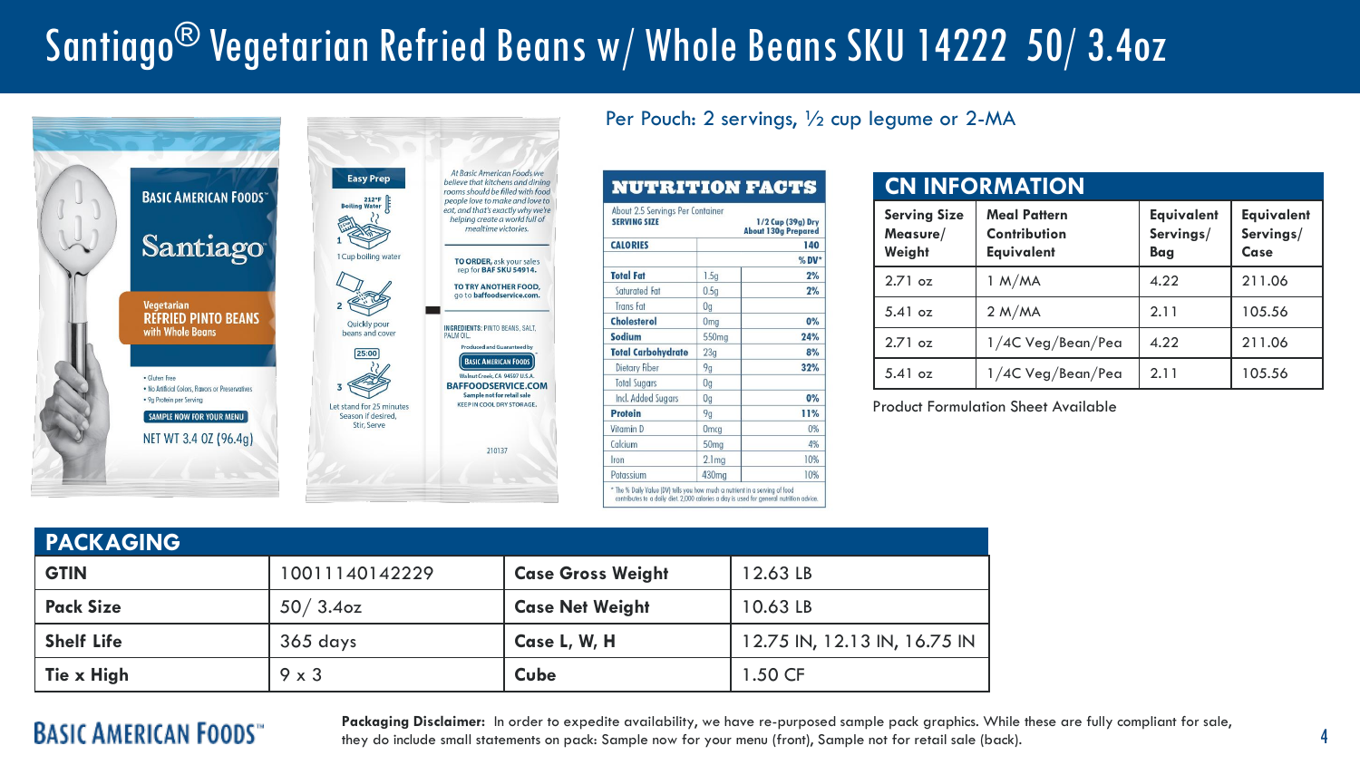# Santiago® Vegetarian Refried Beans w/ Whole Beans SKU 14222 50/ 3.4oz

BASIC AMERICAN FOODS™

Santiago

Vegetarian
REFRIED PINTO BEANS
with Whole Beans

- Gluten Free
- No Artificial Colors, Flavors or Preservatives
- 9g Protein per Serving

SAMPLE NOW FOR YOUR MENU

NET WT 3.4 OZ (96.4g)

Easy Prep

212°F Boiling Water

1 1 Cup boiling water

2 Quickly pour beans and cover

25:00

3 Let stand for 25 minutes Season if desired. Stir, Serve

At Basic American Foods we believe that kitchens and dining rooms should be filled with food people love to make and love to eat, and that's exactly why we're helping create a world full of mealtime victories.

TO ORDER, ask your sales rep for BAF SKU 54914.

TO TRY ANOTHER FOOD, go to baffoodservice.com.

INGREDIENTS: PINTO BEANS, SALT, PALM OIL.

Produced and Guaranteed by BASIC AMERICAN FOODS Walnut Creek, CA 94597 U.S.A.

BAFFOODSERVICE.COM

Sample not for retail sale

KEEP IN COOL DRY STORAGE.

210137

Per Pouch: 2 servings, ½ cup legume or 2-MA

## NUTRITION FACTS

About 2.5 Servings Per Container

SERVING SIZE 1/2 Cup (39g) Dry About 130g Prepared

| | | |
|---|---|---|
| **CALORIES** | | **140** |
| | | **% DV*** |
| **Total Fat** | 1.5g | **2%** |
| Saturated Fat | 0.5g | **2%** |
| Trans Fat | 0g | |
| **Cholesterol** | 0mg | **0%** |
| **Sodium** | 550mg | **24%** |
| **Total Carbohydrate** | 23g | **8%** |
| Dietary Fiber | 9g | **32%** |
| Total Sugars | 0g | |
| Incl. Added Sugars | 0g | **0%** |
| **Protein** | 9g | **11%** |
| Vitamin D | 0mcg | 0% |
| Calcium | 50mg | 4% |
| Iron | 2.1mg | 10% |
| Potassium | 430mg | 10% |

* The % Daily Value (DV) tells you how much a nutrient in a serving of food contributes to a daily diet. 2,000 calories a day is used for general nutrition advice.

## CN INFORMATION

| Serving Size Measure/ Weight | Meal Pattern Contribution Equivalent | Equivalent Servings/ Bag | Equivalent Servings/ Case |
|---|---|---|---|
| 2.71 oz | 1 M/MA | 4.22 | 211.06 |
| 5.41 oz | 2 M/MA | 2.11 | 105.56 |
| 2.71 oz | 1/4C Veg/Bean/Pea | 4.22 | 211.06 |
| 5.41 oz | 1/4C Veg/Bean/Pea | 2.11 | 105.56 |

Product Formulation Sheet Available

## PACKAGING

| | | | |
|---|---|---|---|
| **GTIN** | 10011140142229 | **Case Gross Weight** | 12.63 LB |
| **Pack Size** | 50/ 3.4oz | **Case Net Weight** | 10.63 LB |
| **Shelf Life** | 365 days | **Case L, W, H** | 12.75 IN, 12.13 IN, 16.75 IN |
| **Tie x High** | 9 x 3 | **Cube** | 1.50 CF |

BASIC AMERICAN FOODS™

**Packaging Disclaimer:** In order to expedite availability, we have re-purposed sample pack graphics. While these are fully compliant for sale, they do include small statements on pack: Sample now for your menu (front), Sample not for retail sale (back).